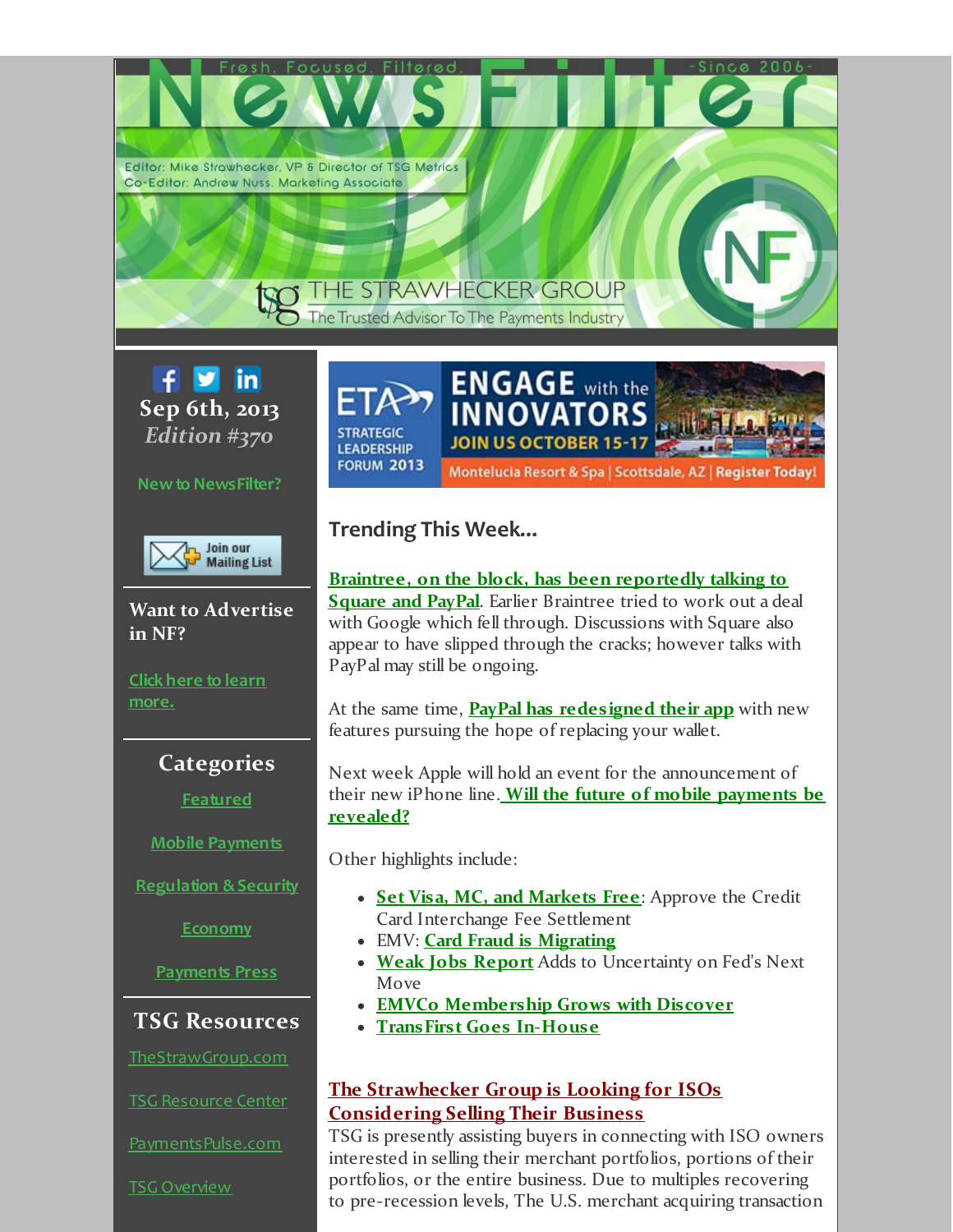# NewsFilter

Fresh. Focused. Filtered. -Since 2006-

Editor: Mike Strawhecker, VP & Director of TSG Metrics
Co-Editor: Andrew Nuss, Marketing Associate

THE STRAWHECKER GROUP
The Trusted Advisor To The Payments Industry

**Sep 6th, 2013**
*Edition #370*

New to NewsFilter?

Join our Mailing List

### Want to Advertise in NF?

Click here to learn more.

### Categories

- Featured
- Mobile Payments
- Regulation & Security
- Economy
- Payments Press

### TSG Resources

- TheStrawGroup.com
- TSG Resource Center
- PaymentsPulse.com
- TSG Overview

ETA STRATEGIC LEADERSHIP FORUM 2013 — ENGAGE with the INNOVATORS — JOIN US OCTOBER 15-17 — Montelucia Resort & Spa | Scottsdale, AZ | Register Today!

## Trending This Week...

**Braintree, on the block, has been reportedly talking to Square and PayPal**. Earlier Braintree tried to work out a deal with Google which fell through. Discussions with Square also appear to have slipped through the cracks; however talks with PayPal may still be ongoing.

At the same time, **PayPal has redesigned their app** with new features pursuing the hope of replacing your wallet.

Next week Apple will hold an event for the announcement of their new iPhone line. **Will the future of mobile payments be revealed?**

Other highlights include:

- **Set Visa, MC, and Markets Free**: Approve the Credit Card Interchange Fee Settlement
- EMV: **Card Fraud is Migrating**
- **Weak Jobs Report** Adds to Uncertainty on Fed's Next Move
- **EMVCo Membership Grows with Discover**
- **TransFirst Goes In-House**

### The Strawhecker Group is Looking for ISOs Considering Selling Their Business

TSG is presently assisting buyers in connecting with ISO owners interested in selling their merchant portfolios, portions of their portfolios, or the entire business. Due to multiples recovering to pre-recession levels, The U.S. merchant acquiring transaction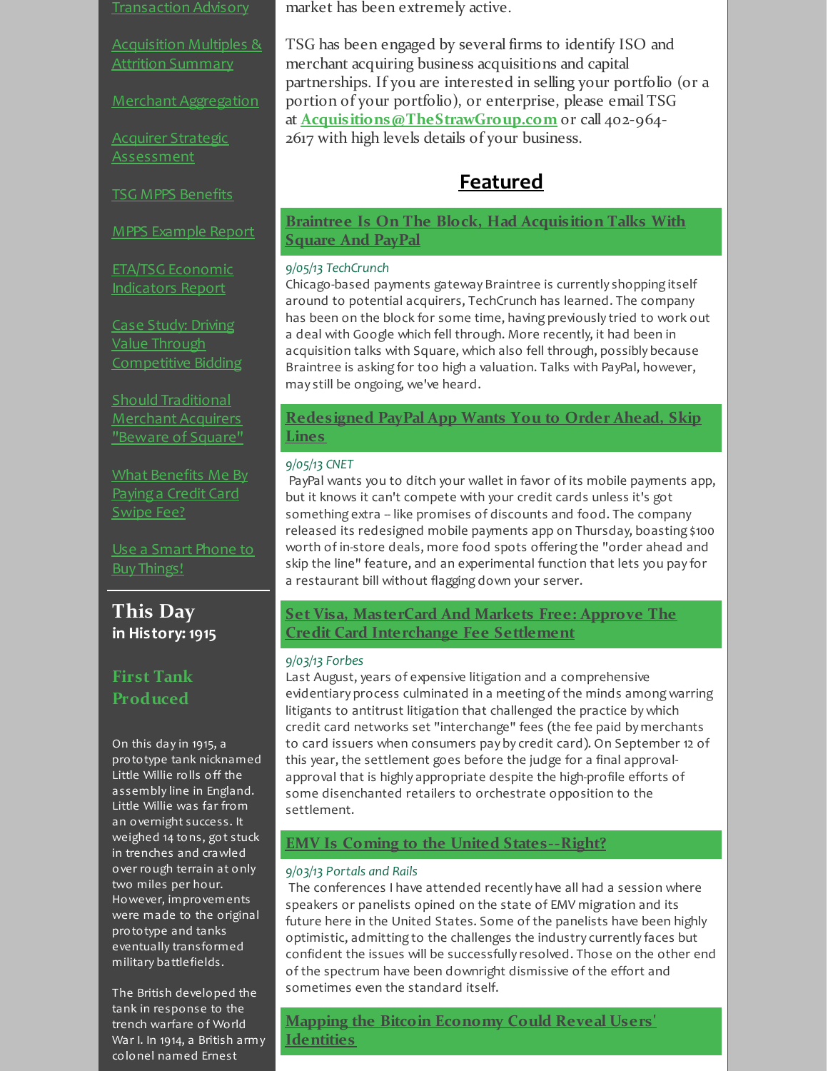Transaction Advisory

Acquisition Multiples & Attrition Summary

Merchant Aggregation

Acquirer Strategic Assessment

TSG MPPS Benefits

MPPS Example Report

ETA/TSG Economic Indicators Report

Case Study: Driving Value Through Competitive Bidding

Should Traditional Merchant Acquirers "Beware of Square"

What Benefits Me By Paying a Credit Card Swipe Fee?

Use a Smart Phone to Buy Things!

## This Day in History: 1915

### First Tank Produced

On this day in 1915, a prototype tank nicknamed Little Willie rolls off the assembly line in England. Little Willie was far from an overnight success. It weighed 14 tons, got stuck in trenches and crawled over rough terrain at only two miles per hour. However, improvements were made to the original prototype and tanks eventually transformed military battlefields.

The British developed the tank in response to the trench warfare of World War I. In 1914, a British army colonel named Ernest

market has been extremely active.

TSG has been engaged by several firms to identify ISO and merchant acquiring business acquisitions and capital partnerships. If you are interested in selling your portfolio (or a portion of your portfolio), or enterprise, please email TSG at **Acquisitions@TheStrawGroup.com** or call 402-964-2617 with high levels details of your business.

## Featured

### Braintree Is On The Block, Had Acquisition Talks With Square And PayPal

*9/05/13 TechCrunch*

Chicago-based payments gateway Braintree is currently shopping itself around to potential acquirers, TechCrunch has learned. The company has been on the block for some time, having previously tried to work out a deal with Google which fell through. More recently, it had been in acquisition talks with Square, which also fell through, possibly because Braintree is asking for too high a valuation. Talks with PayPal, however, may still be ongoing, we've heard.

### Redesigned PayPal App Wants You to Order Ahead, Skip Lines

*9/05/13 CNET*

PayPal wants you to ditch your wallet in favor of its mobile payments app, but it knows it can't compete with your credit cards unless it's got something extra -- like promises of discounts and food. The company released its redesigned mobile payments app on Thursday, boasting $100 worth of in-store deals, more food spots offering the "order ahead and skip the line" feature, and an experimental function that lets you pay for a restaurant bill without flagging down your server.

### Set Visa, MasterCard And Markets Free: Approve The Credit Card Interchange Fee Settlement

*9/03/13 Forbes*

Last August, years of expensive litigation and a comprehensive evidentiary process culminated in a meeting of the minds among warring litigants to antitrust litigation that challenged the practice by which credit card networks set "interchange" fees (the fee paid by merchants to card issuers when consumers pay by credit card). On September 12 of this year, the settlement goes before the judge for a final approval-approval that is highly appropriate despite the high-profile efforts of some disenchanted retailers to orchestrate opposition to the settlement.

### EMV Is Coming to the United States--Right?

*9/03/13 Portals and Rails*

The conferences I have attended recently have all had a session where speakers or panelists opined on the state of EMV migration and its future here in the United States. Some of the panelists have been highly optimistic, admitting to the challenges the industry currently faces but confident the issues will be successfully resolved. Those on the other end of the spectrum have been downright dismissive of the effort and sometimes even the standard itself.

### Mapping the Bitcoin Economy Could Reveal Users' Identities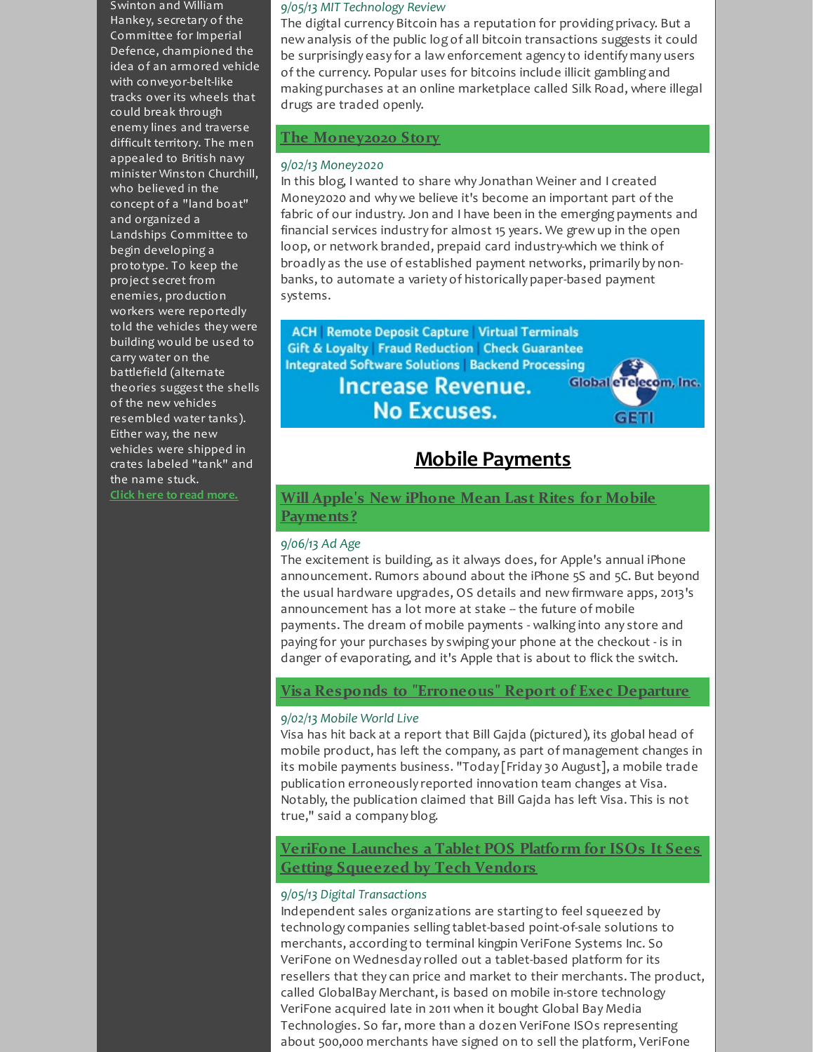Swinton and William Hankey, secretary of the Committee for Imperial Defence, championed the idea of an armored vehicle with conveyor-belt-like tracks over its wheels that could break through enemy lines and traverse difficult territory. The men appealed to British navy minister Winston Churchill, who believed in the concept of a "land boat" and organized a Landships Committee to begin developing a prototype. To keep the project secret from enemies, production workers were reportedly told the vehicles they were building would be used to carry water on the battlefield (alternate theories suggest the shells of the new vehicles resembled water tanks). Either way, the new vehicles were shipped in crates labeled "tank" and the name stuck.

Click here to read more.

*9/05/13 MIT Technology Review*

The digital currency Bitcoin has a reputation for providing privacy. But a new analysis of the public log of all bitcoin transactions suggests it could be surprisingly easy for a law enforcement agency to identify many users of the currency. Popular uses for bitcoins include illicit gambling and making purchases at an online marketplace called Silk Road, where illegal drugs are traded openly.

### The Money2020 Story

*9/02/13 Money2020*

In this blog, I wanted to share why Jonathan Weiner and I created Money2020 and why we believe it's become an important part of the fabric of our industry. Jon and I have been in the emerging payments and financial services industry for almost 15 years. We grew up in the open loop, or network branded, prepaid card industry-which we think of broadly as the use of established payment networks, primarily by non-banks, to automate a variety of historically paper-based payment systems.

ACH | Remote Deposit Capture | Virtual Terminals
Gift & Loyalty | Fraud Reduction | Check Guarantee
Integrated Software Solutions | Backend Processing
Increase Revenue. No Excuses.
Global eTelecom, Inc. GETI

## Mobile Payments

### Will Apple's New iPhone Mean Last Rites for Mobile Payments?

*9/06/13 Ad Age*

The excitement is building, as it always does, for Apple's annual iPhone announcement. Rumors abound about the iPhone 5S and 5C. But beyond the usual hardware upgrades, OS details and new firmware apps, 2013's announcement has a lot more at stake -- the future of mobile payments. The dream of mobile payments - walking into any store and paying for your purchases by swiping your phone at the checkout - is in danger of evaporating, and it's Apple that is about to flick the switch.

### Visa Responds to "Erroneous" Report of Exec Departure

*9/02/13 Mobile World Live*

Visa has hit back at a report that Bill Gajda (pictured), its global head of mobile product, has left the company, as part of management changes in its mobile payments business. "Today [Friday 30 August], a mobile trade publication erroneously reported innovation team changes at Visa. Notably, the publication claimed that Bill Gajda has left Visa. This is not true," said a company blog.

### VeriFone Launches a Tablet POS Platform for ISOs It Sees Getting Squeezed by Tech Vendors

*9/05/13 Digital Transactions*

Independent sales organizations are starting to feel squeezed by technology companies selling tablet-based point-of-sale solutions to merchants, according to terminal kingpin VeriFone Systems Inc. So VeriFone on Wednesday rolled out a tablet-based platform for its resellers that they can price and market to their merchants. The product, called GlobalBay Merchant, is based on mobile in-store technology VeriFone acquired late in 2011 when it bought Global Bay Media Technologies. So far, more than a dozen VeriFone ISOs representing about 500,000 merchants have signed on to sell the platform, VeriFone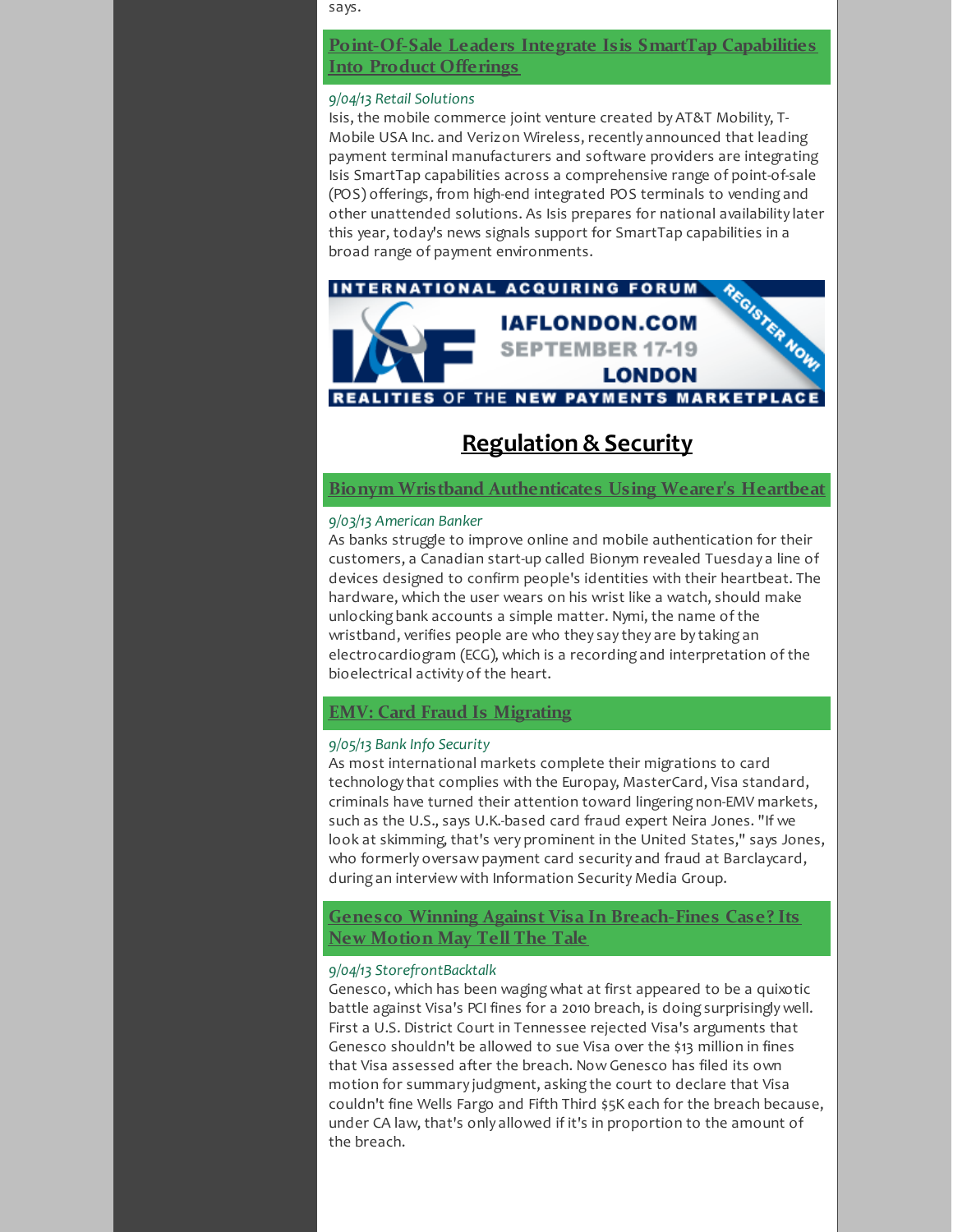says.

### Point-Of-Sale Leaders Integrate Isis SmartTap Capabilities Into Product Offerings

*9/04/13 Retail Solutions*

Isis, the mobile commerce joint venture created by AT&T Mobility, T-Mobile USA Inc. and Verizon Wireless, recently announced that leading payment terminal manufacturers and software providers are integrating Isis SmartTap capabilities across a comprehensive range of point-of-sale (POS) offerings, from high-end integrated POS terminals to vending and other unattended solutions. As Isis prepares for national availability later this year, today's news signals support for SmartTap capabilities in a broad range of payment environments.

INTERNATIONAL ACQUIRING FORUM
IAF
IAFLONDON.COM
SEPTEMBER 17-19
LONDON
REGISTER NOW!
REALITIES OF THE NEW PAYMENTS MARKETPLACE

## Regulation & Security

### Bionym Wristband Authenticates Using Wearer's Heartbeat

*9/03/13 American Banker*

As banks struggle to improve online and mobile authentication for their customers, a Canadian start-up called Bionym revealed Tuesday a line of devices designed to confirm people's identities with their heartbeat. The hardware, which the user wears on his wrist like a watch, should make unlocking bank accounts a simple matter. Nymi, the name of the wristband, verifies people are who they say they are by taking an electrocardiogram (ECG), which is a recording and interpretation of the bioelectrical activity of the heart.

### EMV: Card Fraud Is Migrating

*9/05/13 Bank Info Security*

As most international markets complete their migrations to card technology that complies with the Europay, MasterCard, Visa standard, criminals have turned their attention toward lingering non-EMV markets, such as the U.S., says U.K.-based card fraud expert Neira Jones. "If we look at skimming, that's very prominent in the United States," says Jones, who formerly oversaw payment card security and fraud at Barclaycard, during an interview with Information Security Media Group.

### Genesco Winning Against Visa In Breach-Fines Case? Its New Motion May Tell The Tale

*9/04/13 StorefrontBacktalk*

Genesco, which has been waging what at first appeared to be a quixotic battle against Visa's PCI fines for a 2010 breach, is doing surprisingly well. First a U.S. District Court in Tennessee rejected Visa's arguments that Genesco shouldn't be allowed to sue Visa over the $13 million in fines that Visa assessed after the breach. Now Genesco has filed its own motion for summary judgment, asking the court to declare that Visa couldn't fine Wells Fargo and Fifth Third $5K each for the breach because, under CA law, that's only allowed if it's in proportion to the amount of the breach.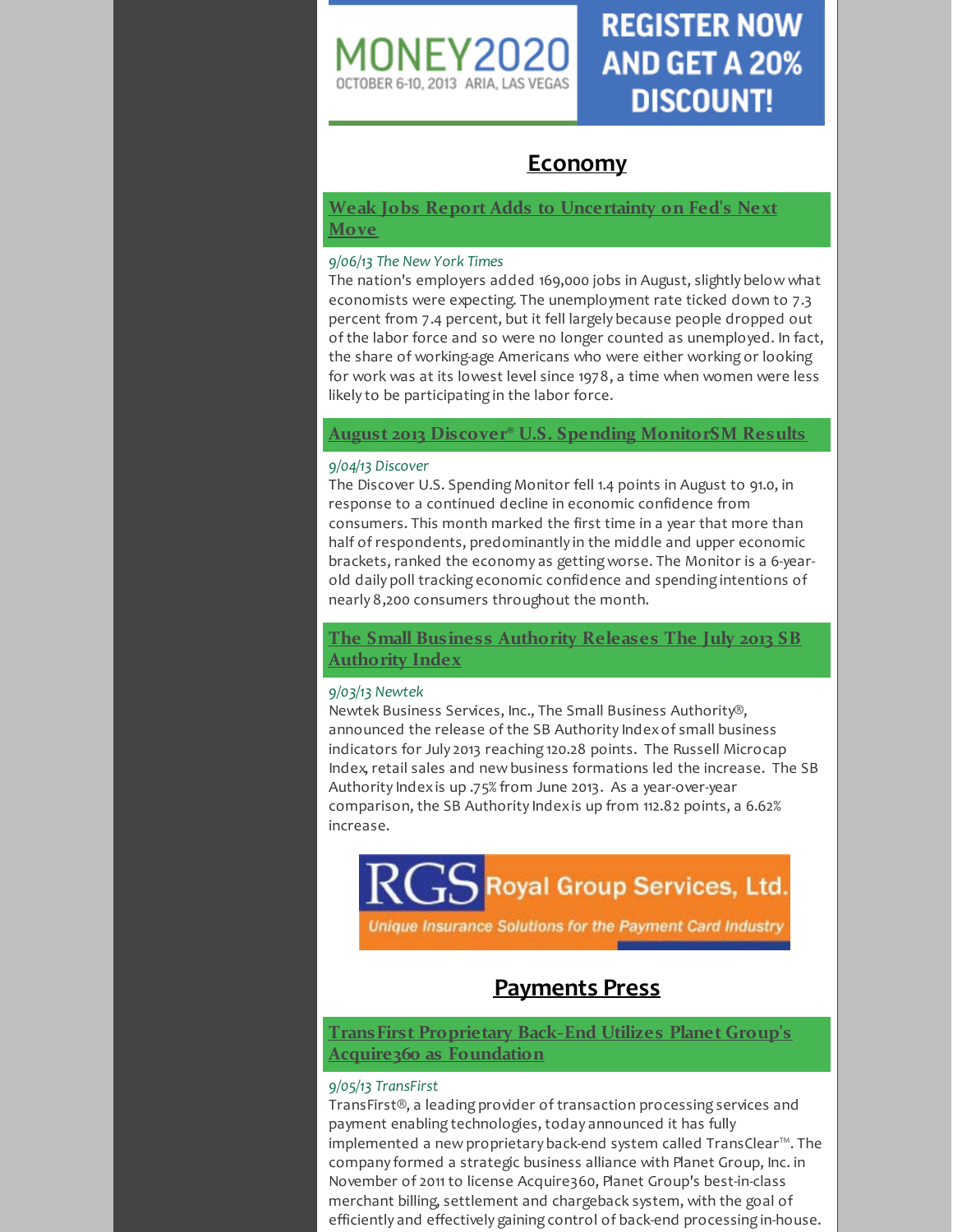MONEY2020 OCTOBER 6-10, 2013 ARIA, LAS VEGAS

REGISTER NOW AND GET A 20% DISCOUNT!

## Economy

### Weak Jobs Report Adds to Uncertainty on Fed's Next Move

*9/06/13 The New York Times*

The nation's employers added 169,000 jobs in August, slightly below what economists were expecting. The unemployment rate ticked down to 7.3 percent from 7.4 percent, but it fell largely because people dropped out of the labor force and so were no longer counted as unemployed. In fact, the share of working-age Americans who were either working or looking for work was at its lowest level since 1978, a time when women were less likely to be participating in the labor force.

### August 2013 Discover® U.S. Spending MonitorSM Results

*9/04/13 Discover*

The Discover U.S. Spending Monitor fell 1.4 points in August to 91.0, in response to a continued decline in economic confidence from consumers. This month marked the first time in a year that more than half of respondents, predominantly in the middle and upper economic brackets, ranked the economy as getting worse. The Monitor is a 6-year-old daily poll tracking economic confidence and spending intentions of nearly 8,200 consumers throughout the month.

### The Small Business Authority Releases The July 2013 SB Authority Index

*9/03/13 Newtek*

Newtek Business Services, Inc., The Small Business Authority®, announced the release of the SB Authority Index of small business indicators for July 2013 reaching 120.28 points. The Russell Microcap Index, retail sales and new business formations led the increase. The SB Authority Index is up .75% from June 2013. As a year-over-year comparison, the SB Authority Index is up from 112.82 points, a 6.62% increase.

RGS Royal Group Services, Ltd.
Unique Insurance Solutions for the Payment Card Industry

## Payments Press

### TransFirst Proprietary Back-End Utilizes Planet Group's Acquire360 as Foundation

*9/05/13 TransFirst*

TransFirst®, a leading provider of transaction processing services and payment enabling technologies, today announced it has fully implemented a new proprietary back-end system called TransClear™. The company formed a strategic business alliance with Planet Group, Inc. in November of 2011 to license Acquire360, Planet Group's best-in-class merchant billing, settlement and chargeback system, with the goal of efficiently and effectively gaining control of back-end processing in-house.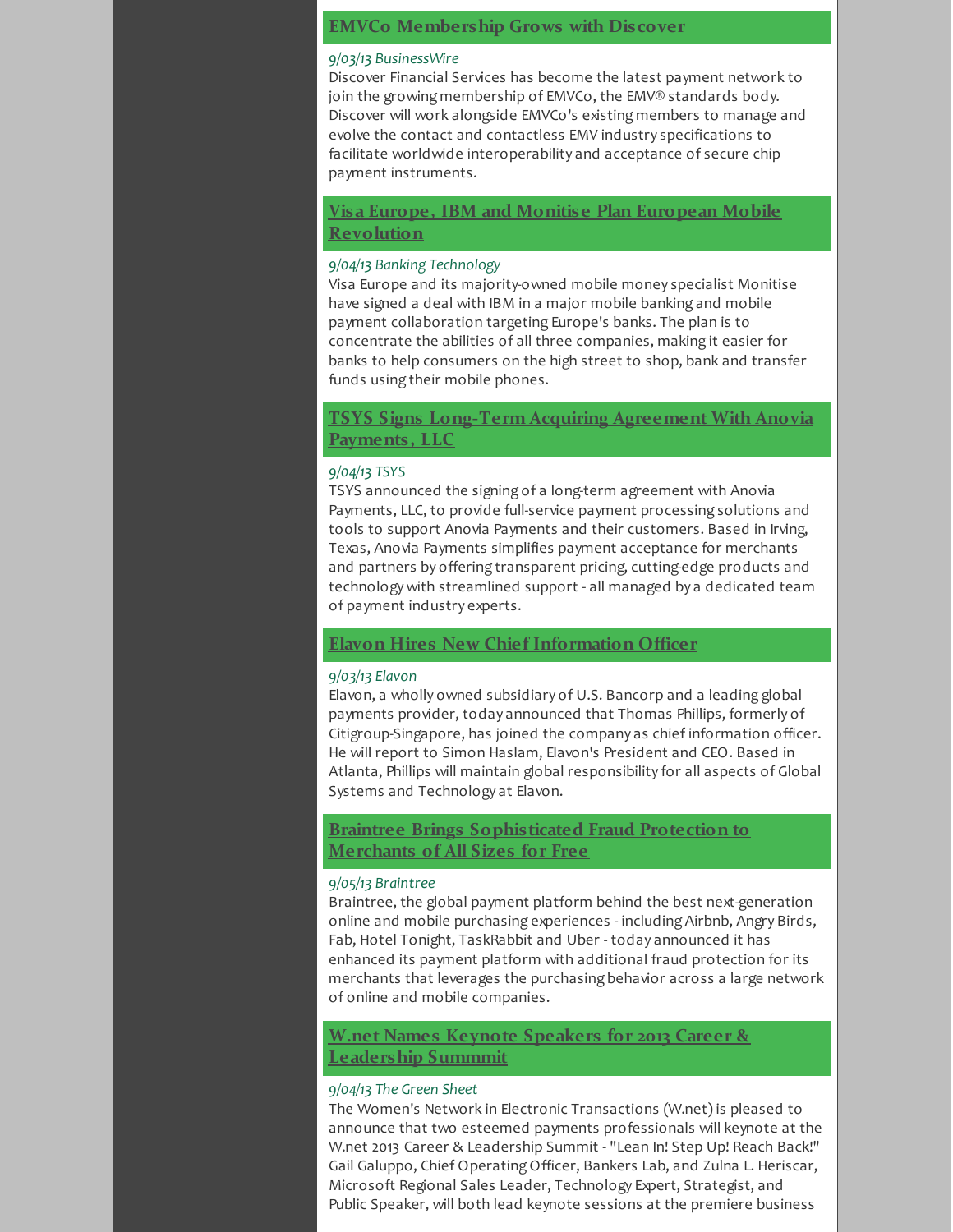## EMVCo Membership Grows with Discover

*9/03/13 BusinessWire*

Discover Financial Services has become the latest payment network to join the growing membership of EMVCo, the EMV® standards body. Discover will work alongside EMVCo's existing members to manage and evolve the contact and contactless EMV industry specifications to facilitate worldwide interoperability and acceptance of secure chip payment instruments.

## Visa Europe, IBM and Monitise Plan European Mobile Revolution

*9/04/13 Banking Technology*

Visa Europe and its majority-owned mobile money specialist Monitise have signed a deal with IBM in a major mobile banking and mobile payment collaboration targeting Europe's banks. The plan is to concentrate the abilities of all three companies, making it easier for banks to help consumers on the high street to shop, bank and transfer funds using their mobile phones.

## TSYS Signs Long-Term Acquiring Agreement With Anovia Payments, LLC

*9/04/13 TSYS*

TSYS announced the signing of a long-term agreement with Anovia Payments, LLC, to provide full-service payment processing solutions and tools to support Anovia Payments and their customers. Based in Irving, Texas, Anovia Payments simplifies payment acceptance for merchants and partners by offering transparent pricing, cutting-edge products and technology with streamlined support - all managed by a dedicated team of payment industry experts.

## Elavon Hires New Chief Information Officer

*9/03/13 Elavon*

Elavon, a wholly owned subsidiary of U.S. Bancorp and a leading global payments provider, today announced that Thomas Phillips, formerly of Citigroup-Singapore, has joined the company as chief information officer. He will report to Simon Haslam, Elavon's President and CEO. Based in Atlanta, Phillips will maintain global responsibility for all aspects of Global Systems and Technology at Elavon.

## Braintree Brings Sophisticated Fraud Protection to Merchants of All Sizes for Free

*9/05/13 Braintree*

Braintree, the global payment platform behind the best next-generation online and mobile purchasing experiences - including Airbnb, Angry Birds, Fab, Hotel Tonight, TaskRabbit and Uber - today announced it has enhanced its payment platform with additional fraud protection for its merchants that leverages the purchasing behavior across a large network of online and mobile companies.

## W.net Names Keynote Speakers for 2013 Career & Leadership Summmit

*9/04/13 The Green Sheet*

The Women's Network in Electronic Transactions (W.net) is pleased to announce that two esteemed payments professionals will keynote at the W.net 2013 Career & Leadership Summit - "Lean In! Step Up! Reach Back!" Gail Galuppo, Chief Operating Officer, Bankers Lab, and Zulna L. Heriscar, Microsoft Regional Sales Leader, Technology Expert, Strategist, and Public Speaker, will both lead keynote sessions at the premiere business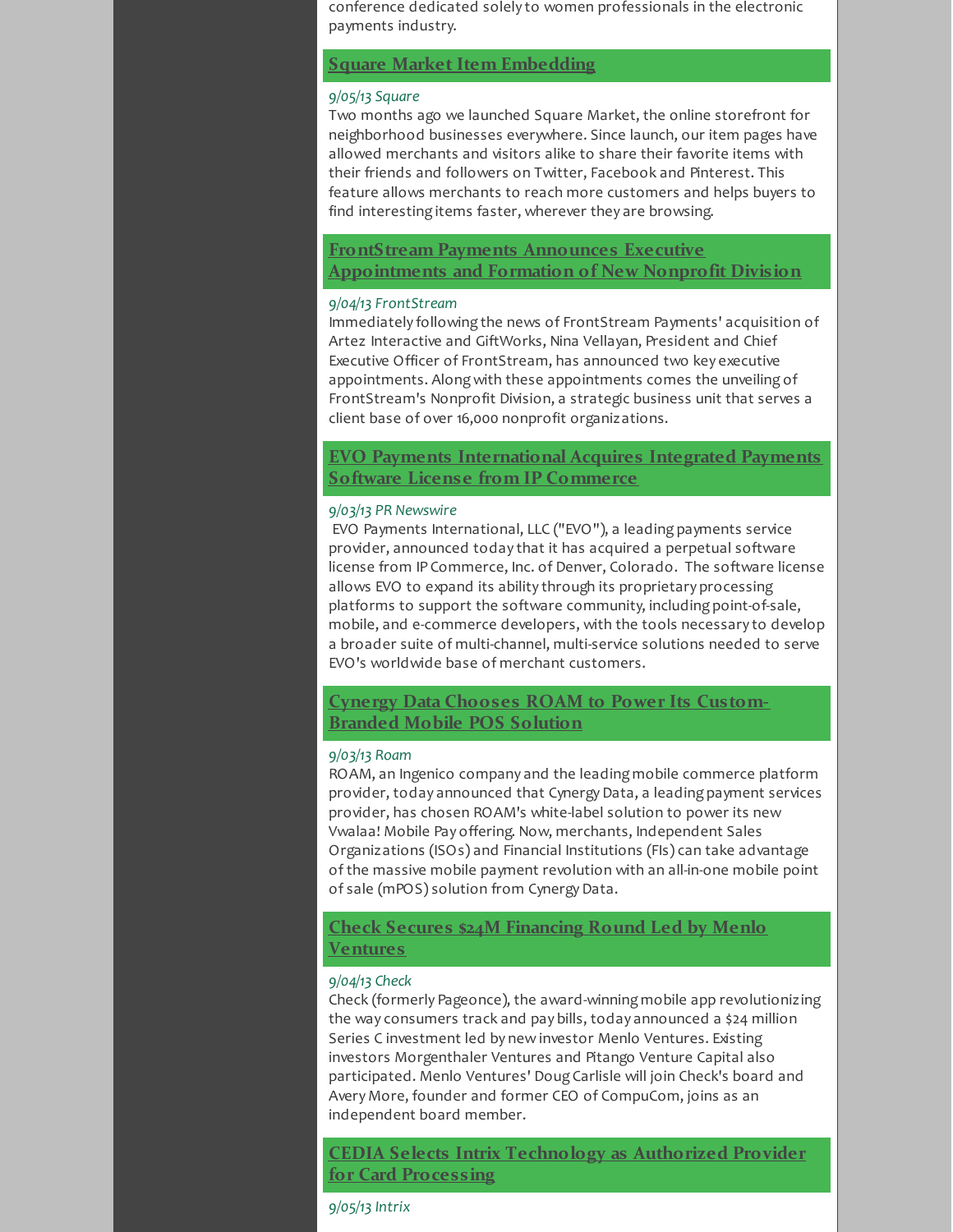conference dedicated solely to women professionals in the electronic payments industry.

## Square Market Item Embedding

*9/05/13 Square*

Two months ago we launched Square Market, the online storefront for neighborhood businesses everywhere. Since launch, our item pages have allowed merchants and visitors alike to share their favorite items with their friends and followers on Twitter, Facebook and Pinterest. This feature allows merchants to reach more customers and helps buyers to find interesting items faster, wherever they are browsing.

## FrontStream Payments Announces Executive Appointments and Formation of New Nonprofit Division

*9/04/13 FrontStream*

Immediately following the news of FrontStream Payments' acquisition of Artez Interactive and GiftWorks, Nina Vellayan, President and Chief Executive Officer of FrontStream, has announced two key executive appointments. Along with these appointments comes the unveiling of FrontStream's Nonprofit Division, a strategic business unit that serves a client base of over 16,000 nonprofit organizations.

## EVO Payments International Acquires Integrated Payments Software License from IP Commerce

*9/03/13 PR Newswire*

EVO Payments International, LLC ("EVO"), a leading payments service provider, announced today that it has acquired a perpetual software license from IP Commerce, Inc. of Denver, Colorado. The software license allows EVO to expand its ability through its proprietary processing platforms to support the software community, including point-of-sale, mobile, and e-commerce developers, with the tools necessary to develop a broader suite of multi-channel, multi-service solutions needed to serve EVO's worldwide base of merchant customers.

## Cynergy Data Chooses ROAM to Power Its Custom-Branded Mobile POS Solution

*9/03/13 Roam*

ROAM, an Ingenico company and the leading mobile commerce platform provider, today announced that Cynergy Data, a leading payment services provider, has chosen ROAM's white-label solution to power its new Vwalaa! Mobile Pay offering. Now, merchants, Independent Sales Organizations (ISOs) and Financial Institutions (FIs) can take advantage of the massive mobile payment revolution with an all-in-one mobile point of sale (mPOS) solution from Cynergy Data.

## Check Secures $24M Financing Round Led by Menlo Ventures

*9/04/13 Check*

Check (formerly Pageonce), the award-winning mobile app revolutionizing the way consumers track and pay bills, today announced a $24 million Series C investment led by new investor Menlo Ventures. Existing investors Morgenthaler Ventures and Pitango Venture Capital also participated. Menlo Ventures' Doug Carlisle will join Check's board and Avery More, founder and former CEO of CompuCom, joins as an independent board member.

## CEDIA Selects Intrix Technology as Authorized Provider for Card Processing

*9/05/13 Intrix*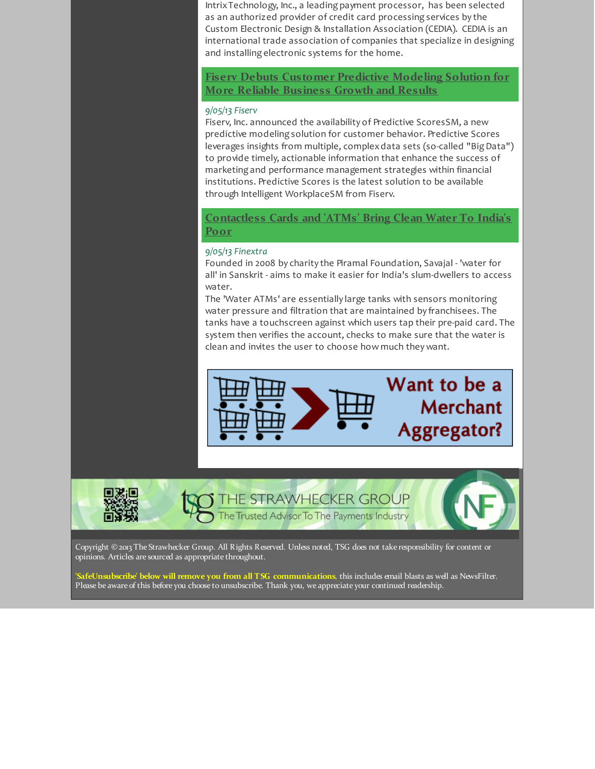Intrix Technology, Inc., a leading payment processor, has been selected as an authorized provider of credit card processing services by the Custom Electronic Design & Installation Association (CEDIA). CEDIA is an international trade association of companies that specialize in designing and installing electronic systems for the home.

## Fiserv Debuts Customer Predictive Modeling Solution for More Reliable Business Growth and Results

*9/05/13 Fiserv*

Fiserv, Inc. announced the availability of Predictive ScoresSM, a new predictive modeling solution for customer behavior. Predictive Scores leverages insights from multiple, complex data sets (so-called "Big Data") to provide timely, actionable information that enhance the success of marketing and performance management strategies within financial institutions. Predictive Scores is the latest solution to be available through Intelligent WorkplaceSM from Fiserv.

## Contactless Cards and 'ATMs' Bring Clean Water To India's Poor

*9/05/13 Finextra*

Founded in 2008 by charity the Piramal Foundation, Savajal - 'water for all' in Sanskrit - aims to make it easier for India's slum-dwellers to access water.

The 'Water ATMs' are essentially large tanks with sensors monitoring water pressure and filtration that are maintained by franchisees. The tanks have a touchscreen against which users tap their pre-paid card. The system then verifies the account, checks to make sure that the water is clean and invites the user to choose how much they want.

Want to be a Merchant Aggregator?

THE STRAWHECKER GROUP
The Trusted Advisor To The Payments Industry

Copyright © 2013 The Strawhecker Group. All Rights Reserved. Unless noted, TSG does not take responsibility for content or opinions. Articles are sourced as appropriate throughout.

**'SafeUnsubscribe' below will remove you from all TSG communications**, this includes email blasts as well as NewsFilter. Please be aware of this before you choose to unsubscribe. Thank you, we appreciate your continued readership.